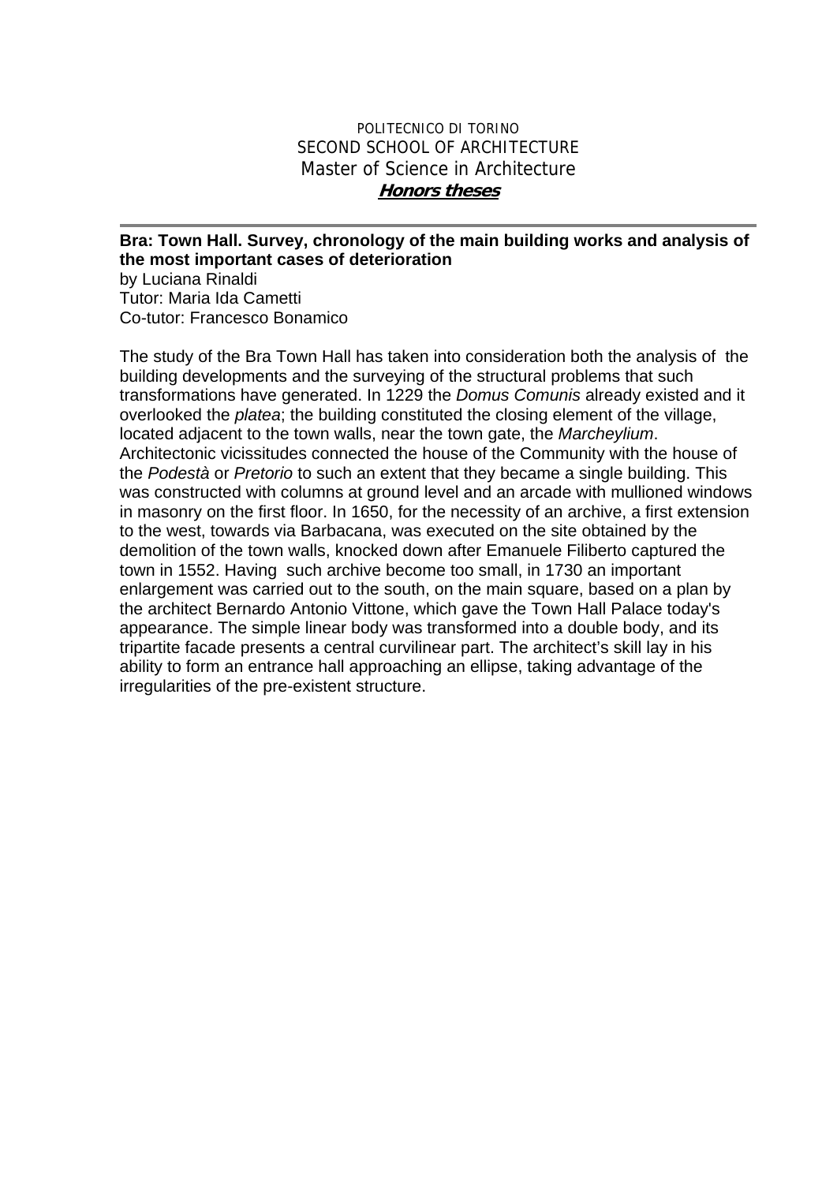POLITECNICO DI TORINO
SECOND SCHOOL OF ARCHITECTURE
Master of Science in Architecture
***Honors theses***

---

**Bra: Town Hall. Survey, chronology of the main building works and analysis of the most important cases of deterioration**
by Luciana Rinaldi
Tutor: Maria Ida Cametti
Co-tutor: Francesco Bonamico

The study of the Bra Town Hall has taken into consideration both the analysis of the building developments and the surveying of the structural problems that such transformations have generated. In 1229 the *Domus Comunis* already existed and it overlooked the *platea*; the building constituted the closing element of the village, located adjacent to the town walls, near the town gate, the *Marcheylium*. Architectonic vicissitudes connected the house of the Community with the house of the *Podestà* or *Pretorio* to such an extent that they became a single building. This was constructed with columns at ground level and an arcade with mullioned windows in masonry on the first floor. In 1650, for the necessity of an archive, a first extension to the west, towards via Barbacana, was executed on the site obtained by the demolition of the town walls, knocked down after Emanuele Filiberto captured the town in 1552. Having such archive become too small, in 1730 an important enlargement was carried out to the south, on the main square, based on a plan by the architect Bernardo Antonio Vittone, which gave the Town Hall Palace today's appearance. The simple linear body was transformed into a double body, and its tripartite facade presents a central curvilinear part. The architect's skill lay in his ability to form an entrance hall approaching an ellipse, taking advantage of the irregularities of the pre-existent structure.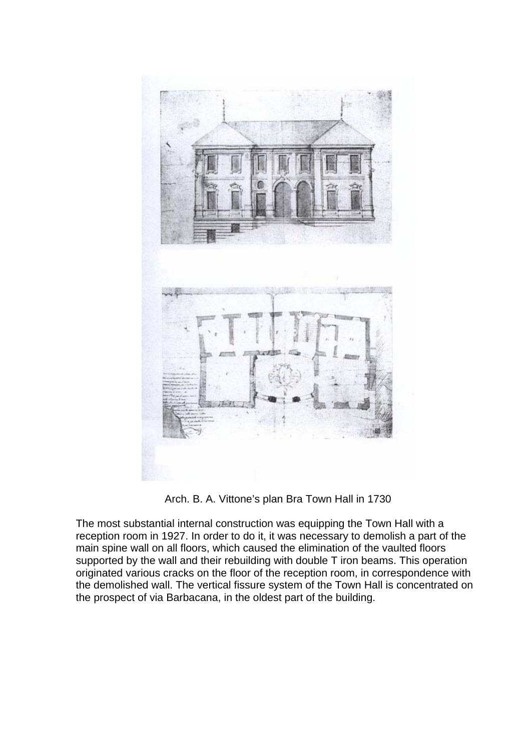Arch. B. A. Vittone's plan Bra Town Hall in 1730

The most substantial internal construction was equipping the Town Hall with a reception room in 1927. In order to do it, it was necessary to demolish a part of the main spine wall on all floors, which caused the elimination of the vaulted floors supported by the wall and their rebuilding with double T iron beams. This operation originated various cracks on the floor of the reception room, in correspondence with the demolished wall. The vertical fissure system of the Town Hall is concentrated on the prospect of via Barbacana, in the oldest part of the building.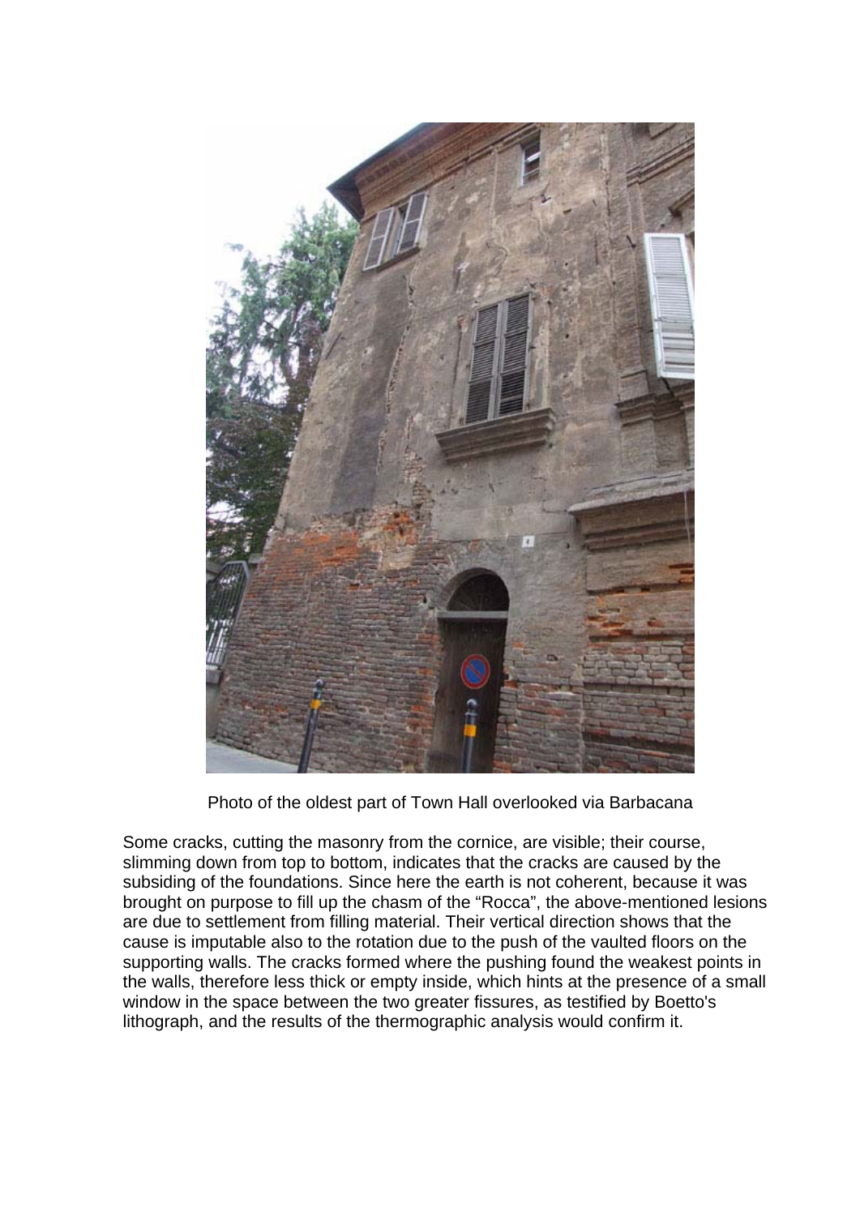Photo of the oldest part of Town Hall overlooked via Barbacana

Some cracks, cutting the masonry from the cornice, are visible; their course, slimming down from top to bottom, indicates that the cracks are caused by the subsiding of the foundations. Since here the earth is not coherent, because it was brought on purpose to fill up the chasm of the "Rocca", the above-mentioned lesions are due to settlement from filling material. Their vertical direction shows that the cause is imputable also to the rotation due to the push of the vaulted floors on the supporting walls. The cracks formed where the pushing found the weakest points in the walls, therefore less thick or empty inside, which hints at the presence of a small window in the space between the two greater fissures, as testified by Boetto's lithograph, and the results of the thermographic analysis would confirm it.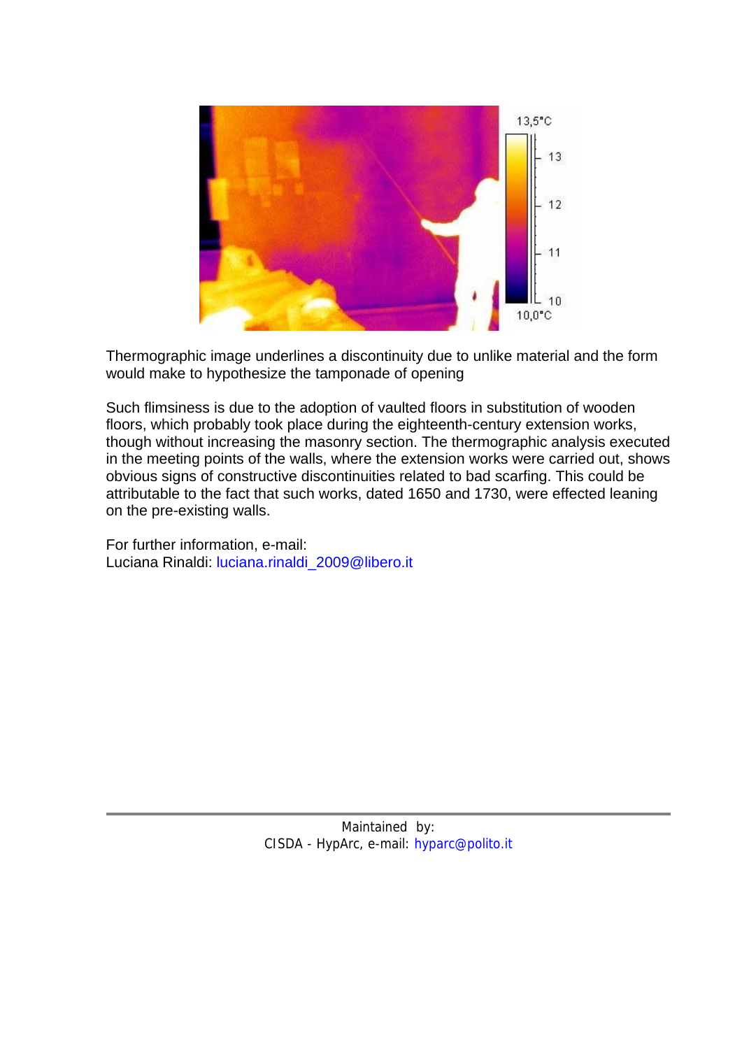13,5°C
13
12
11
10
10,0°C

Thermographic image underlines a discontinuity due to unlike material and the form would make to hypothesize the tamponade of opening

Such flimsiness is due to the adoption of vaulted floors in substitution of wooden floors, which probably took place during the eighteenth-century extension works, though without increasing the masonry section. The thermographic analysis executed in the meeting points of the walls, where the extension works were carried out, shows obvious signs of constructive discontinuities related to bad scarfing. This could be attributable to the fact that such works, dated 1650 and 1730, were effected leaning on the pre-existing walls.

For further information, e-mail:
Luciana Rinaldi: luciana.rinaldi_2009@libero.it

Maintained by:
CISDA - HypArc, e-mail: hyparc@polito.it